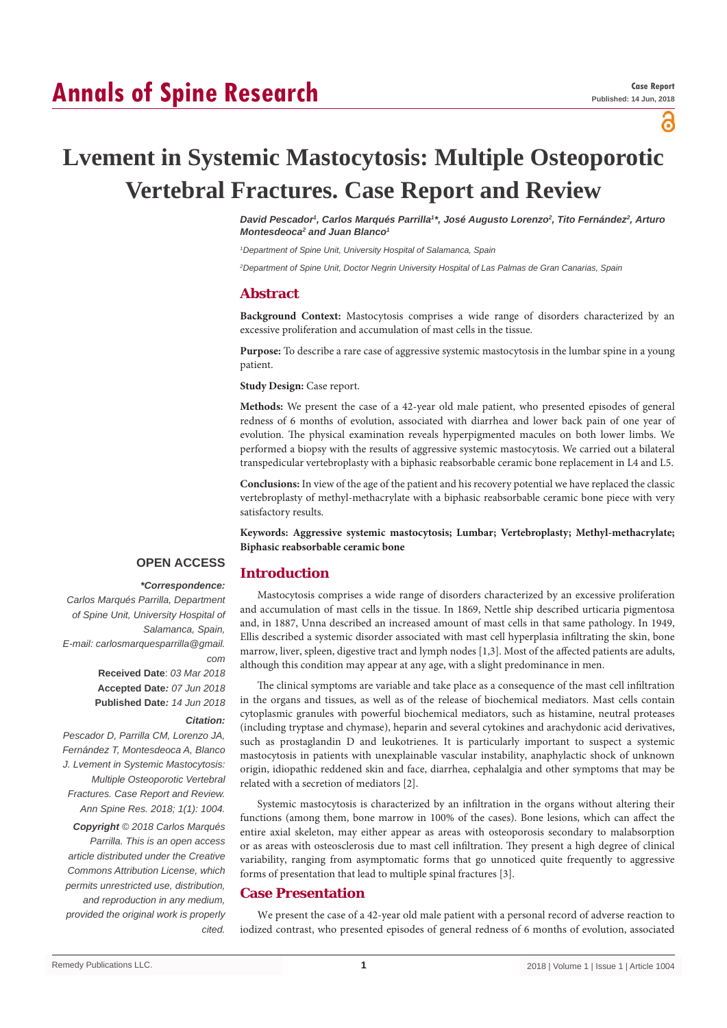# Annals of Spine Research

**Case Report**
**Published: 14 Jun, 2018**

# Lvement in Systemic Mastocytosis: Multiple Osteoporotic Vertebral Fractures. Case Report and Review

***David Pescador[1], Carlos Marqués Parrilla[1]*, José Augusto Lorenzo[2], Tito Fernández[2], Arturo Montesdeocа[2] and Juan Blanco[1]***

*[1]Department of Spine Unit, University Hospital of Salamanca, Spain*

*[2]Department of Spine Unit, Doctor Negrin University Hospital of Las Palmas de Gran Canarias, Spain*

## Abstract

**Background Context:** Mastocytosis comprises a wide range of disorders characterized by an excessive proliferation and accumulation of mast cells in the tissue.

**Purpose:** To describe a rare case of aggressive systemic mastocytosis in the lumbar spine in a young patient.

**Study Design:** Case report.

**Methods:** We present the case of a 42-year old male patient, who presented episodes of general redness of 6 months of evolution, associated with diarrhea and lower back pain of one year of evolution. The physical examination reveals hyperpigmented macules on both lower limbs. We performed a biopsy with the results of aggressive systemic mastocytosis. We carried out a bilateral transpedicular vertebroplasty with a biphasic reabsorbable ceramic bone replacement in L4 and L5.

**Conclusions:** In view of the age of the patient and his recovery potential we have replaced the classic vertebroplasty of methyl-methacrylate with a biphasic reabsorbable ceramic bone piece with very satisfactory results.

**Keywords: Aggressive systemic mastocytosis; Lumbar; Vertebroplasty; Methyl-methacrylate; Biphasic reabsorbable ceramic bone**

**OPEN ACCESS**

***\*Correspondence:***
*Carlos Marqués Parrilla, Department of Spine Unit, University Hospital of Salamanca, Spain,*
*E-mail: carlosmarquesparrilla@gmail.com*

**Received Date**: *03 Mar 2018*
**Accepted Date***: 07 Jun 2018*
**Published Date***: 14 Jun 2018*

***Citation:***
*Pescador D, Parrilla CM, Lorenzo JA, Fernández T, Montesdeoca A, Blanco J. Lvement in Systemic Mastocytosis: Multiple Osteoporotic Vertebral Fractures. Case Report and Review. Ann Spine Res. 2018; 1(1): 1004.*

***Copyright** © 2018 Carlos Marqués Parrilla. This is an open access article distributed under the Creative Commons Attribution License, which permits unrestricted use, distribution, and reproduction in any medium, provided the original work is properly cited.*

## Introduction

Mastocytosis comprises a wide range of disorders characterized by an excessive proliferation and accumulation of mast cells in the tissue. In 1869, Nettle ship described urticaria pigmentosa and, in 1887, Unna described an increased amount of mast cells in that same pathology. In 1949, Ellis described a systemic disorder associated with mast cell hyperplasia infiltrating the skin, bone marrow, liver, spleen, digestive tract and lymph nodes [1,3]. Most of the affected patients are adults, although this condition may appear at any age, with a slight predominance in men.

The clinical symptoms are variable and take place as a consequence of the mast cell infiltration in the organs and tissues, as well as of the release of biochemical mediators. Mast cells contain cytoplasmic granules with powerful biochemical mediators, such as histamine, neutral proteases (including tryptase and chymase), heparin and several cytokines and arachydonic acid derivatives, such as prostaglandin D and leukotrienes. It is particularly important to suspect a systemic mastocytosis in patients with unexplainable vascular instability, anaphylactic shock of unknown origin, idiopathic reddened skin and face, diarrhea, cephalalgia and other symptoms that may be related with a secretion of mediators [2].

Systemic mastocytosis is characterized by an infiltration in the organs without altering their functions (among them, bone marrow in 100% of the cases). Bone lesions, which can affect the entire axial skeleton, may either appear as areas with osteoporosis secondary to malabsorption or as areas with osteosclerosis due to mast cell infiltration. They present a high degree of clinical variability, ranging from asymptomatic forms that go unnoticed quite frequently to aggressive forms of presentation that lead to multiple spinal fractures [3].

## Case Presentation

We present the case of a 42-year old male patient with a personal record of adverse reaction to iodized contrast, who presented episodes of general redness of 6 months of evolution, associated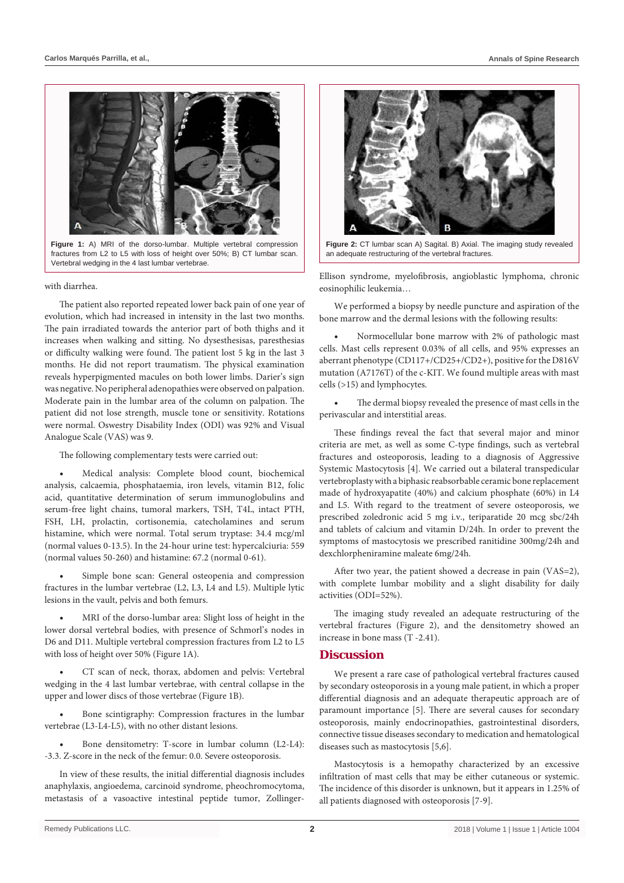**Figure 1:** A) MRI of the dorso-lumbar. Multiple vertebral compression fractures from L2 to L5 with loss of height over 50%; B) CT lumbar scan. Vertebral wedging in the 4 last lumbar vertebrae.

with diarrhea.

The patient also reported repeated lower back pain of one year of evolution, which had increased in intensity in the last two months. The pain irradiated towards the anterior part of both thighs and it increases when walking and sitting. No dysesthesisas, paresthesias or difficulty walking were found. The patient lost 5 kg in the last 3 months. He did not report traumatism. The physical examination reveals hyperpigmented macules on both lower limbs. Darier's sign was negative. No peripheral adenopathies were observed on palpation. Moderate pain in the lumbar area of the column on palpation. The patient did not lose strength, muscle tone or sensitivity. Rotations were normal. Oswestry Disability Index (ODI) was 92% and Visual Analogue Scale (VAS) was 9.

The following complementary tests were carried out:

- Medical analysis: Complete blood count, biochemical analysis, calcaemia, phosphataemia, iron levels, vitamin B12, folic acid, quantitative determination of serum immunoglobulins and serum-free light chains, tumoral markers, TSH, T4L, intact PTH, FSH, LH, prolactin, cortisonemia, catecholamines and serum histamine, which were normal. Total serum tryptase: 34.4 mcg/ml (normal values 0-13.5). In the 24-hour urine test: hypercalciuria: 559 (normal values 50-260) and histamine: 67.2 (normal 0-61).
- Simple bone scan: General osteopenia and compression fractures in the lumbar vertebrae (L2, L3, L4 and L5). Multiple lytic lesions in the vault, pelvis and both femurs.
- MRI of the dorso-lumbar area: Slight loss of height in the lower dorsal vertebral bodies, with presence of Schmorl's nodes in D6 and D11. Multiple vertebral compression fractures from L2 to L5 with loss of height over 50% (Figure 1A).
- CT scan of neck, thorax, abdomen and pelvis: Vertebral wedging in the 4 last lumbar vertebrae, with central collapse in the upper and lower discs of those vertebrae (Figure 1B).
- Bone scintigraphy: Compression fractures in the lumbar vertebrae (L3-L4-L5), with no other distant lesions.
- Bone densitometry: T-score in lumbar column (L2-L4): -3.3. Z-score in the neck of the femur: 0.0. Severe osteoporosis.

In view of these results, the initial differential diagnosis includes anaphylaxis, angioedema, carcinoid syndrome, pheochromocytoma, metastasis of a vasoactive intestinal peptide tumor, Zollinger-Ellison syndrome, myelofibrosis, angioblastic lymphoma, chronic eosinophilic leukemia…

**Figure 2:** CT lumbar scan A) Sagital. B) Axial. The imaging study revealed an adequate restructuring of the vertebral fractures.

We performed a biopsy by needle puncture and aspiration of the bone marrow and the dermal lesions with the following results:

- Normocellular bone marrow with 2% of pathologic mast cells. Mast cells represent 0.03% of all cells, and 95% expresses an aberrant phenotype (CD117+/CD25+/CD2+), positive for the D816V mutation (A7176T) of the c-KIT. We found multiple areas with mast cells (>15) and lymphocytes.
- The dermal biopsy revealed the presence of mast cells in the perivascular and interstitial areas.

These findings reveal the fact that several major and minor criteria are met, as well as some C-type findings, such as vertebral fractures and osteoporosis, leading to a diagnosis of Aggressive Systemic Mastocytosis [4]. We carried out a bilateral transpedicular vertebroplasty with a biphasic reabsorbable ceramic bone replacement made of hydroxyapatite (40%) and calcium phosphate (60%) in L4 and L5. With regard to the treatment of severe osteoporosis, we prescribed zoledronic acid 5 mg i.v., teriparatide 20 mcg sbc/24h and tablets of calcium and vitamin D/24h. In order to prevent the symptoms of mastocytosis we prescribed ranitidine 300mg/24h and dexchlorpheniramine maleate 6mg/24h.

After two year, the patient showed a decrease in pain (VAS=2), with complete lumbar mobility and a slight disability for daily activities (ODI=52%).

The imaging study revealed an adequate restructuring of the vertebral fractures (Figure 2), and the densitometry showed an increase in bone mass (T -2.41).

## Discussion

We present a rare case of pathological vertebral fractures caused by secondary osteoporosis in a young male patient, in which a proper differential diagnosis and an adequate therapeutic approach are of paramount importance [5]. There are several causes for secondary osteoporosis, mainly endocrinopathies, gastrointestinal disorders, connective tissue diseases secondary to medication and hematological diseases such as mastocytosis [5,6].

Mastocytosis is a hemopathy characterized by an excessive infiltration of mast cells that may be either cutaneous or systemic. The incidence of this disorder is unknown, but it appears in 1.25% of all patients diagnosed with osteoporosis [7-9].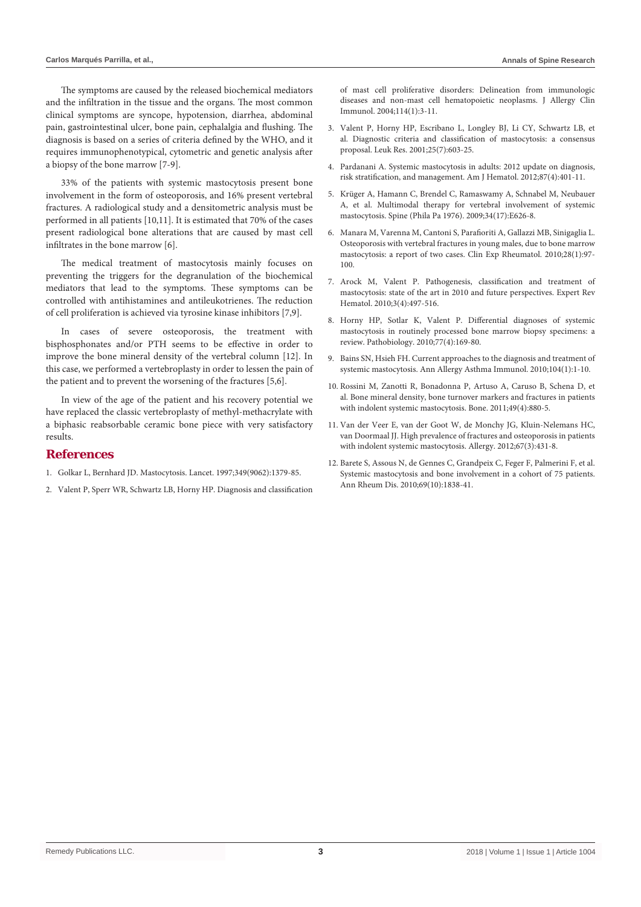The symptoms are caused by the released biochemical mediators and the infiltration in the tissue and the organs. The most common clinical symptoms are syncope, hypotension, diarrhea, abdominal pain, gastrointestinal ulcer, bone pain, cephalalgia and flushing. The diagnosis is based on a series of criteria defined by the WHO, and it requires immunophenotypical, cytometric and genetic analysis after a biopsy of the bone marrow [7-9].

33% of the patients with systemic mastocytosis present bone involvement in the form of osteoporosis, and 16% present vertebral fractures. A radiological study and a densitometric analysis must be performed in all patients [10,11]. It is estimated that 70% of the cases present radiological bone alterations that are caused by mast cell infiltrates in the bone marrow [6].

The medical treatment of mastocytosis mainly focuses on preventing the triggers for the degranulation of the biochemical mediators that lead to the symptoms. These symptoms can be controlled with antihistamines and antileukotrienes. The reduction of cell proliferation is achieved via tyrosine kinase inhibitors [7,9].

In cases of severe osteoporosis, the treatment with bisphosphonates and/or PTH seems to be effective in order to improve the bone mineral density of the vertebral column [12]. In this case, we performed a vertebroplasty in order to lessen the pain of the patient and to prevent the worsening of the fractures [5,6].

In view of the age of the patient and his recovery potential we have replaced the classic vertebroplasty of methyl-methacrylate with a biphasic reabsorbable ceramic bone piece with very satisfactory results.

## References

1. Golkar L, Bernhard JD. Mastocytosis. Lancet. 1997;349(9062):1379-85.
2. Valent P, Sperr WR, Schwartz LB, Horny HP. Diagnosis and classification of mast cell proliferative disorders: Delineation from immunologic diseases and non-mast cell hematopoietic neoplasms. J Allergy Clin Immunol. 2004;114(1):3-11.
3. Valent P, Horny HP, Escribano L, Longley BJ, Li CY, Schwartz LB, et al. Diagnostic criteria and classification of mastocytosis: a consensus proposal. Leuk Res. 2001;25(7):603-25.
4. Pardanani A. Systemic mastocytosis in adults: 2012 update on diagnosis, risk stratification, and management. Am J Hematol. 2012;87(4):401-11.
5. Krüger A, Hamann C, Brendel C, Ramaswamy A, Schnabel M, Neubauer A, et al. Multimodal therapy for vertebral involvement of systemic mastocytosis. Spine (Phila Pa 1976). 2009;34(17):E626-8.
6. Manara M, Varenna M, Cantoni S, Parafioriti A, Gallazzi MB, Sinigaglia L. Osteoporosis with vertebral fractures in young males, due to bone marrow mastocytosis: a report of two cases. Clin Exp Rheumatol. 2010;28(1):97-100.
7. Arock M, Valent P. Pathogenesis, classification and treatment of mastocytosis: state of the art in 2010 and future perspectives. Expert Rev Hematol. 2010;3(4):497-516.
8. Horny HP, Sotlar K, Valent P. Differential diagnoses of systemic mastocytosis in routinely processed bone marrow biopsy specimens: a review. Pathobiology. 2010;77(4):169-80.
9. Bains SN, Hsieh FH. Current approaches to the diagnosis and treatment of systemic mastocytosis. Ann Allergy Asthma Immunol. 2010;104(1):1-10.
10. Rossini M, Zanotti R, Bonadonna P, Artuso A, Caruso B, Schena D, et al. Bone mineral density, bone turnover markers and fractures in patients with indolent systemic mastocytosis. Bone. 2011;49(4):880-5.
11. Van der Veer E, van der Goot W, de Monchy JG, Kluin-Nelemans HC, van Doormaal JJ. High prevalence of fractures and osteoporosis in patients with indolent systemic mastocytosis. Allergy. 2012;67(3):431-8.
12. Barete S, Assous N, de Gennes C, Grandpeix C, Feger F, Palmerini F, et al. Systemic mastocytosis and bone involvement in a cohort of 75 patients. Ann Rheum Dis. 2010;69(10):1838-41.